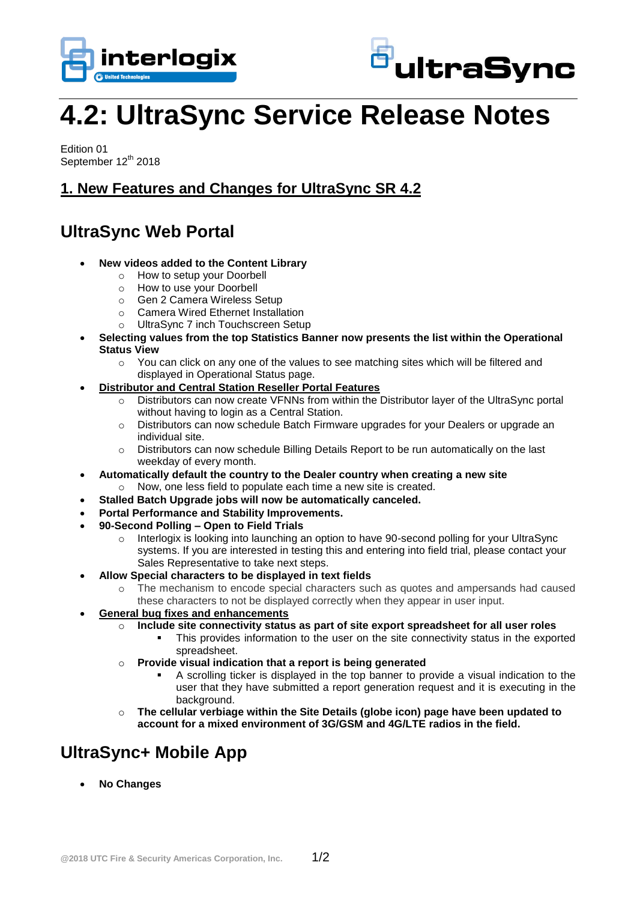# 4.2: UltraSync Service Release Notes

Edition 01
September 12th 2018

## 1. New Features and Changes for UltraSync SR 4.2

## UltraSync Web Portal

- **New videos added to the Content Library**
  - How to setup your Doorbell
  - How to use your Doorbell
  - Gen 2 Camera Wireless Setup
  - Camera Wired Ethernet Installation
  - UltraSync 7 inch Touchscreen Setup
- **Selecting values from the top Statistics Banner now presents the list within the Operational Status View**
  - You can click on any one of the values to see matching sites which will be filtered and displayed in Operational Status page.
- **Distributor and Central Station Reseller Portal Features**
  - Distributors can now create VFNNs from within the Distributor layer of the UltraSync portal without having to login as a Central Station.
  - Distributors can now schedule Batch Firmware upgrades for your Dealers or upgrade an individual site.
  - Distributors can now schedule Billing Details Report to be run automatically on the last weekday of every month.
- **Automatically default the country to the Dealer country when creating a new site**
  - Now, one less field to populate each time a new site is created.
- **Stalled Batch Upgrade jobs will now be automatically canceled.**
- **Portal Performance and Stability Improvements.**
- **90-Second Polling – Open to Field Trials**
  - Interlogix is looking into launching an option to have 90-second polling for your UltraSync systems. If you are interested in testing this and entering into field trial, please contact your Sales Representative to take next steps.
- **Allow Special characters to be displayed in text fields**
  - The mechanism to encode special characters such as quotes and ampersands had caused these characters to not be displayed correctly when they appear in user input.
- **General bug fixes and enhancements**
  - **Include site connectivity status as part of site export spreadsheet for all user roles**
    - This provides information to the user on the site connectivity status in the exported spreadsheet.
  - **Provide visual indication that a report is being generated**
    - A scrolling ticker is displayed in the top banner to provide a visual indication to the user that they have submitted a report generation request and it is executing in the background.
  - **The cellular verbiage within the Site Details (globe icon) page have been updated to account for a mixed environment of 3G/GSM and 4G/LTE radios in the field.**

## UltraSync+ Mobile App

- **No Changes**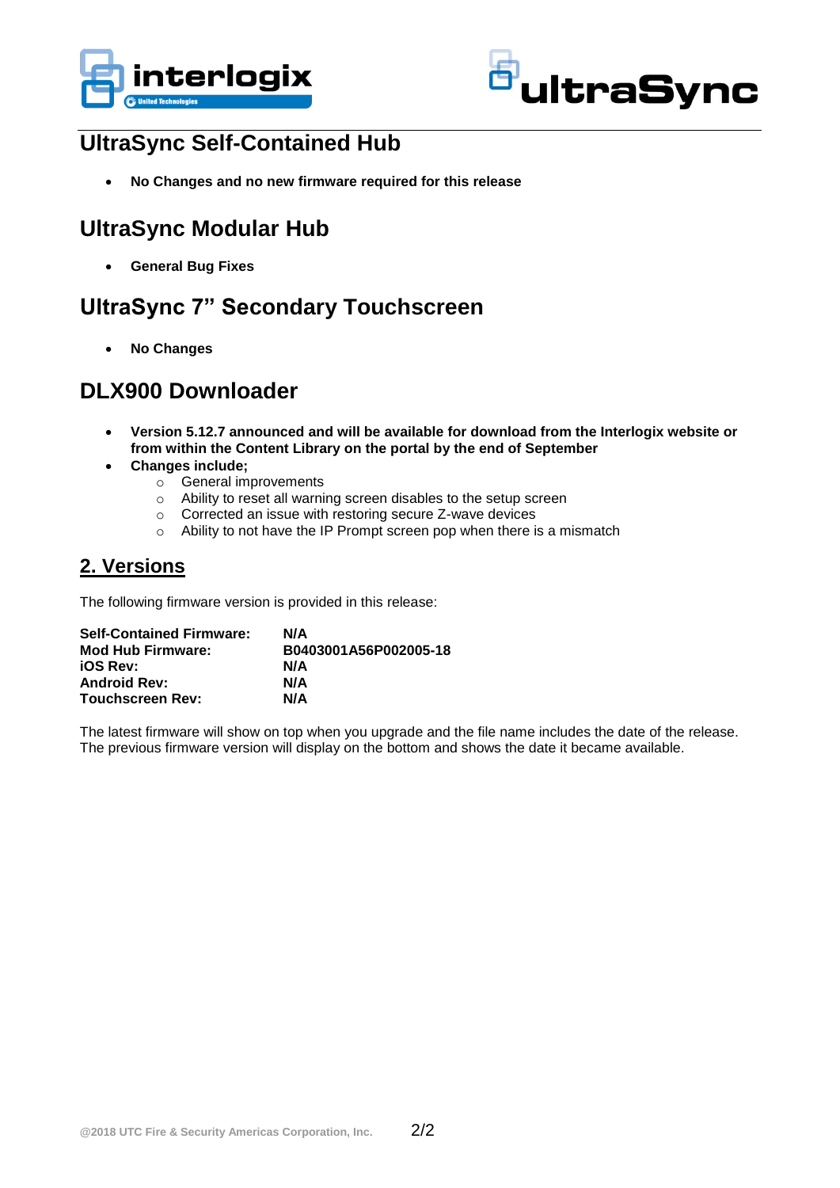## UltraSync Self-Contained Hub

- **No Changes and no new firmware required for this release**

## UltraSync Modular Hub

- **General Bug Fixes**

## UltraSync 7" Secondary Touchscreen

- **No Changes**

## DLX900 Downloader

- **Version 5.12.7 announced and will be available for download from the Interlogix website or from within the Content Library on the portal by the end of September**
- **Changes include;**
  - General improvements
  - Ability to reset all warning screen disables to the setup screen
  - Corrected an issue with restoring secure Z-wave devices
  - Ability to not have the IP Prompt screen pop when there is a mismatch

## 2. Versions

The following firmware version is provided in this release:

| | |
|---|---|
| **Self-Contained Firmware:** | **N/A** |
| **Mod Hub Firmware:** | **B0403001A56P002005-18** |
| **iOS Rev:** | **N/A** |
| **Android Rev:** | **N/A** |
| **Touchscreen Rev:** | **N/A** |

The latest firmware will show on top when you upgrade and the file name includes the date of the release. The previous firmware version will display on the bottom and shows the date it became available.